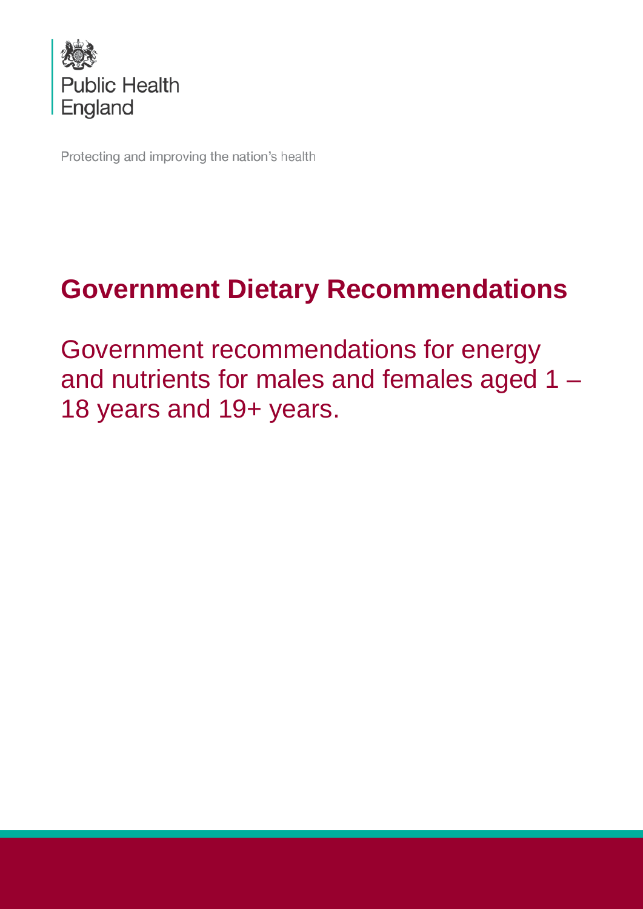Public Health England

Protecting and improving the nation's health

# Government Dietary Recommendations

## Government recommendations for energy and nutrients for males and females aged 1 – 18 years and 19+ years.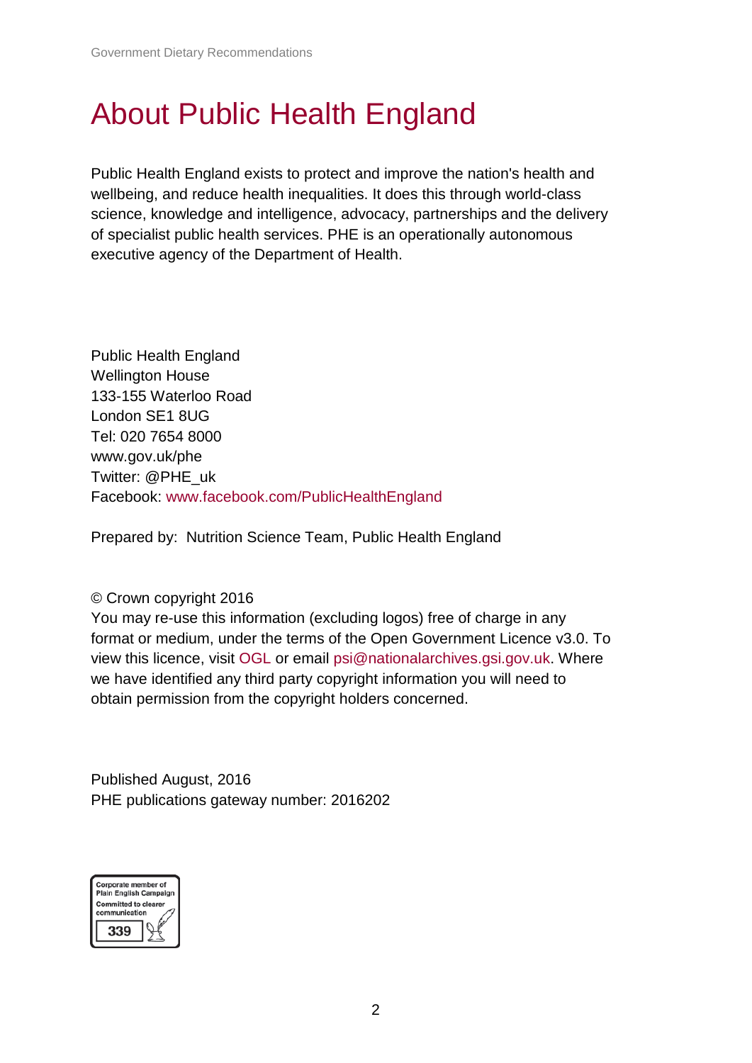# About Public Health England

Public Health England exists to protect and improve the nation's health and wellbeing, and reduce health inequalities. It does this through world-class science, knowledge and intelligence, advocacy, partnerships and the delivery of specialist public health services. PHE is an operationally autonomous executive agency of the Department of Health.

Public Health England
Wellington House
133-155 Waterloo Road
London SE1 8UG
Tel: 020 7654 8000
www.gov.uk/phe
Twitter: @PHE_uk
Facebook: www.facebook.com/PublicHealthEngland

Prepared by: Nutrition Science Team, Public Health England

© Crown copyright 2016
You may re-use this information (excluding logos) free of charge in any format or medium, under the terms of the Open Government Licence v3.0. To view this licence, visit OGL or email psi@nationalarchives.gsi.gov.uk. Where we have identified any third party copyright information you will need to obtain permission from the copyright holders concerned.

Published August, 2016
PHE publications gateway number: 2016202

Corporate member of Plain English Campaign
Committed to clearer communication
339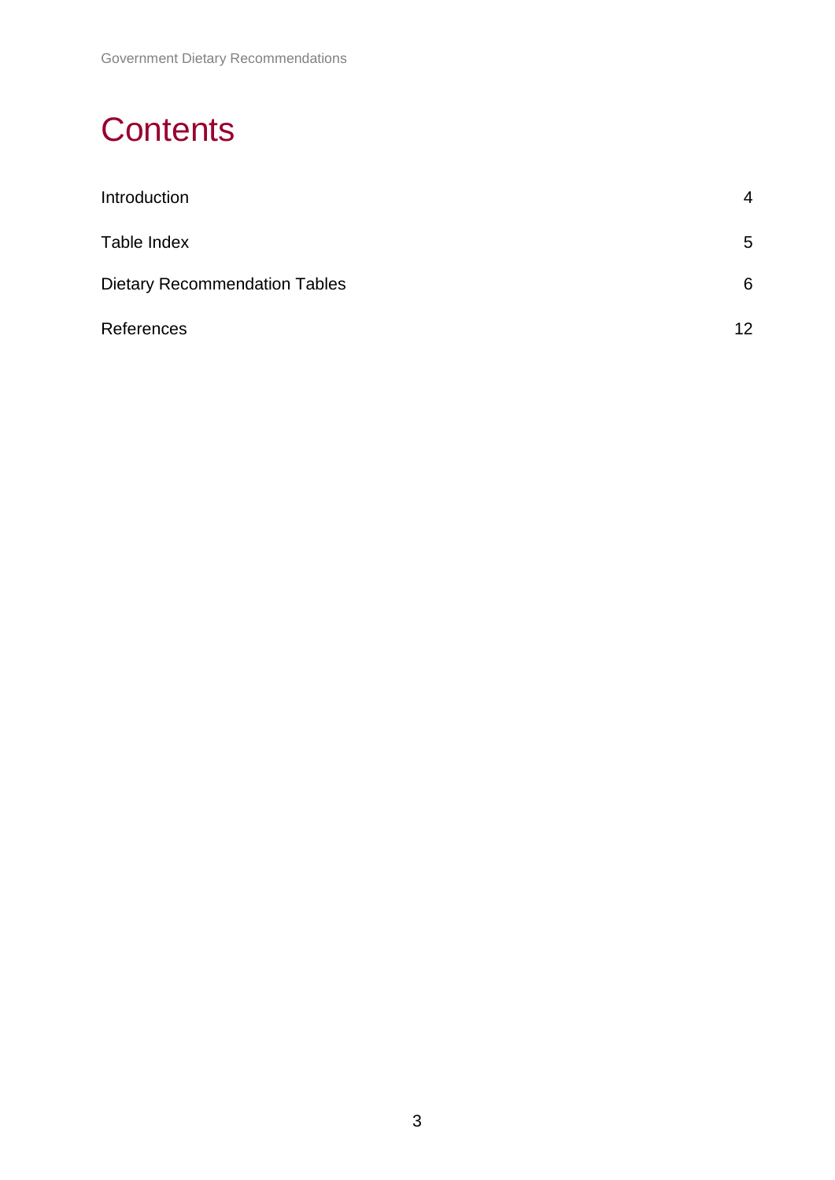# Contents

| | |
|---|---|
| Introduction | 4 |
| Table Index | 5 |
| Dietary Recommendation Tables | 6 |
| References | 12 |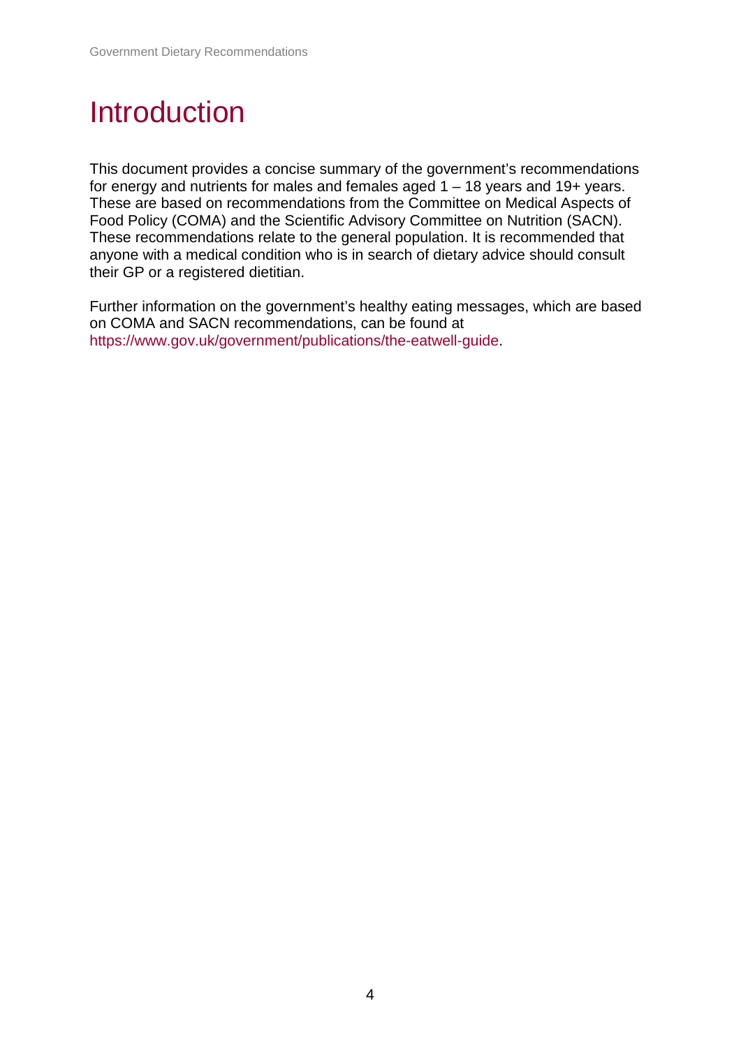# Introduction

This document provides a concise summary of the government's recommendations for energy and nutrients for males and females aged 1 – 18 years and 19+ years. These are based on recommendations from the Committee on Medical Aspects of Food Policy (COMA) and the Scientific Advisory Committee on Nutrition (SACN). These recommendations relate to the general population. It is recommended that anyone with a medical condition who is in search of dietary advice should consult their GP or a registered dietitian.

Further information on the government's healthy eating messages, which are based on COMA and SACN recommendations, can be found at https://www.gov.uk/government/publications/the-eatwell-guide.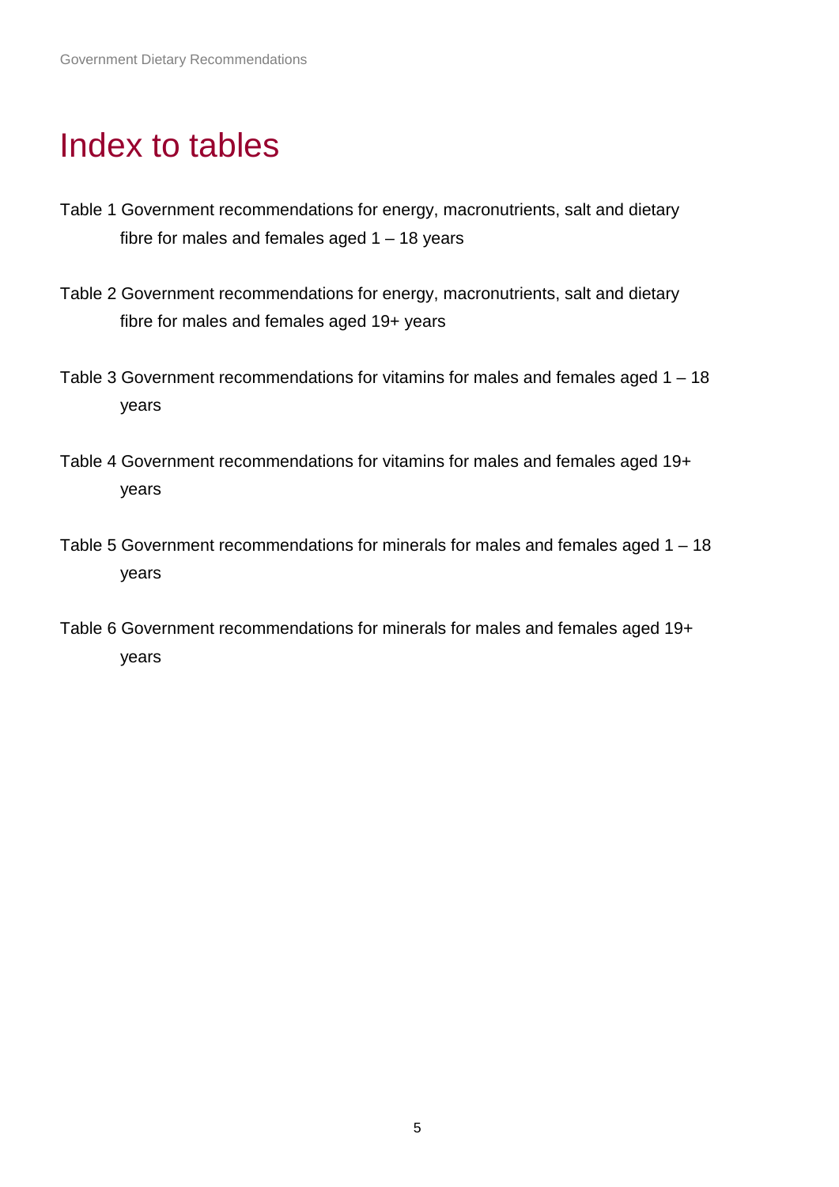# Index to tables

Table 1 Government recommendations for energy, macronutrients, salt and dietary fibre for males and females aged 1 – 18 years

Table 2 Government recommendations for energy, macronutrients, salt and dietary fibre for males and females aged 19+ years

Table 3 Government recommendations for vitamins for males and females aged 1 – 18 years

Table 4 Government recommendations for vitamins for males and females aged 19+ years

Table 5 Government recommendations for minerals for males and females aged 1 – 18 years

Table 6 Government recommendations for minerals for males and females aged 19+ years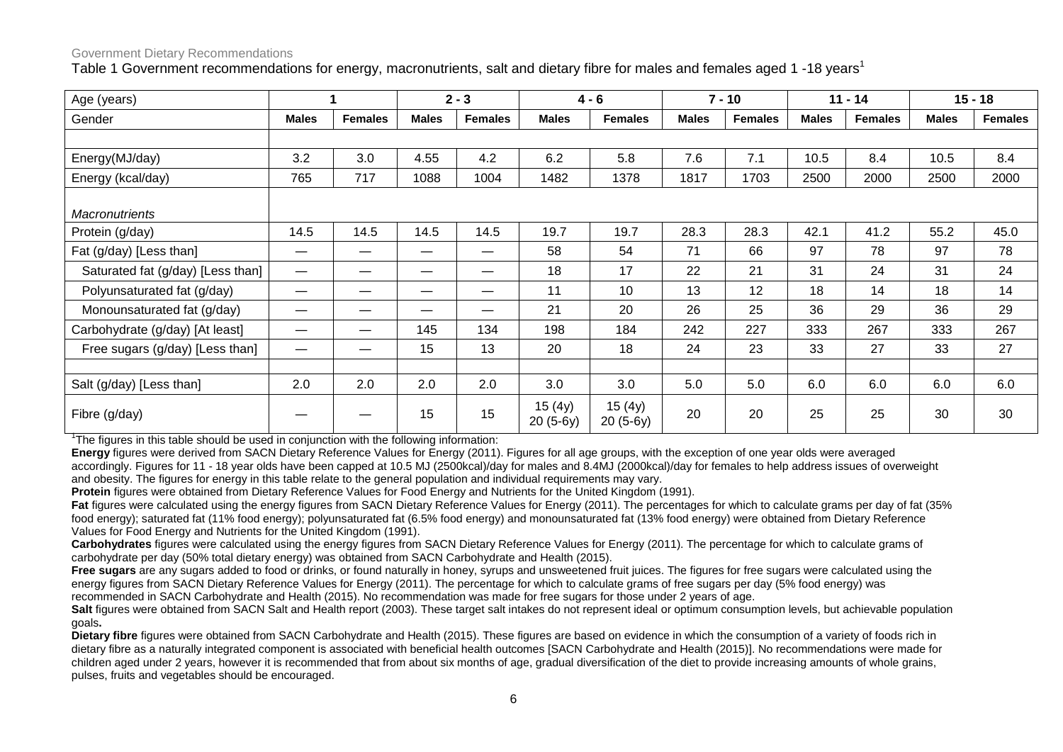Government Dietary Recommendations

Table 1 Government recommendations for energy, macronutrients, salt and dietary fibre for males and females aged 1 -18 years[1]

| Age (years) | 1 | | 2 - 3 | | 4 - 6 | | 7 - 10 | | 11 - 14 | | 15 - 18 | |
|---|---|---|---|---|---|---|---|---|---|---|---|---|
| Gender | **Males** | **Females** | **Males** | **Females** | **Males** | **Females** | **Males** | **Females** | **Males** | **Females** | **Males** | **Females** |
| | | | | | | | | | | | | |
| Energy(MJ/day) | 3.2 | 3.0 | 4.55 | 4.2 | 6.2 | 5.8 | 7.6 | 7.1 | 10.5 | 8.4 | 10.5 | 8.4 |
| Energy (kcal/day) | 765 | 717 | 1088 | 1004 | 1482 | 1378 | 1817 | 1703 | 2500 | 2000 | 2500 | 2000 |
| *Macronutrients* | | | | | | | | | | | | |
| Protein (g/day) | 14.5 | 14.5 | 14.5 | 14.5 | 19.7 | 19.7 | 28.3 | 28.3 | 42.1 | 41.2 | 55.2 | 45.0 |
| Fat (g/day) [Less than] | — | — | — | — | 58 | 54 | 71 | 66 | 97 | 78 | 97 | 78 |
| Saturated fat (g/day) [Less than] | — | — | — | — | 18 | 17 | 22 | 21 | 31 | 24 | 31 | 24 |
| Polyunsaturated fat (g/day) | — | — | — | — | 11 | 10 | 13 | 12 | 18 | 14 | 18 | 14 |
| Monounsaturated fat (g/day) | — | — | — | — | 21 | 20 | 26 | 25 | 36 | 29 | 36 | 29 |
| Carbohydrate (g/day) [At least] | — | — | 145 | 134 | 198 | 184 | 242 | 227 | 333 | 267 | 333 | 267 |
| Free sugars (g/day) [Less than] | — | — | 15 | 13 | 20 | 18 | 24 | 23 | 33 | 27 | 33 | 27 |
| | | | | | | | | | | | | |
| Salt (g/day) [Less than] | 2.0 | 2.0 | 2.0 | 2.0 | 3.0 | 3.0 | 5.0 | 5.0 | 6.0 | 6.0 | 6.0 | 6.0 |
| Fibre (g/day) | — | — | 15 | 15 | 15 (4y) 20 (5-6y) | 15 (4y) 20 (5-6y) | 20 | 20 | 25 | 25 | 30 | 30 |

[1]The figures in this table should be used in conjunction with the following information:

**Energy** figures were derived from SACN Dietary Reference Values for Energy (2011). Figures for all age groups, with the exception of one year olds were averaged accordingly. Figures for 11 - 18 year olds have been capped at 10.5 MJ (2500kcal)/day for males and 8.4MJ (2000kcal)/day for females to help address issues of overweight and obesity. The figures for energy in this table relate to the general population and individual requirements may vary.

**Protein** figures were obtained from Dietary Reference Values for Food Energy and Nutrients for the United Kingdom (1991).

**Fat** figures were calculated using the energy figures from SACN Dietary Reference Values for Energy (2011). The percentages for which to calculate grams per day of fat (35% food energy); saturated fat (11% food energy); polyunsaturated fat (6.5% food energy) and monounsaturated fat (13% food energy) were obtained from Dietary Reference Values for Food Energy and Nutrients for the United Kingdom (1991).

**Carbohydrates** figures were calculated using the energy figures from SACN Dietary Reference Values for Energy (2011). The percentage for which to calculate grams of carbohydrate per day (50% total dietary energy) was obtained from SACN Carbohydrate and Health (2015).

**Free sugars** are any sugars added to food or drinks, or found naturally in honey, syrups and unsweetened fruit juices. The figures for free sugars were calculated using the energy figures from SACN Dietary Reference Values for Energy (2011). The percentage for which to calculate grams of free sugars per day (5% food energy) was recommended in SACN Carbohydrate and Health (2015). No recommendation was made for free sugars for those under 2 years of age.

**Salt** figures were obtained from SACN Salt and Health report (2003). These target salt intakes do not represent ideal or optimum consumption levels, but achievable population goals**.**

**Dietary fibre** figures were obtained from SACN Carbohydrate and Health (2015). These figures are based on evidence in which the consumption of a variety of foods rich in dietary fibre as a naturally integrated component is associated with beneficial health outcomes [SACN Carbohydrate and Health (2015)]. No recommendations were made for children aged under 2 years, however it is recommended that from about six months of age, gradual diversification of the diet to provide increasing amounts of whole grains, pulses, fruits and vegetables should be encouraged.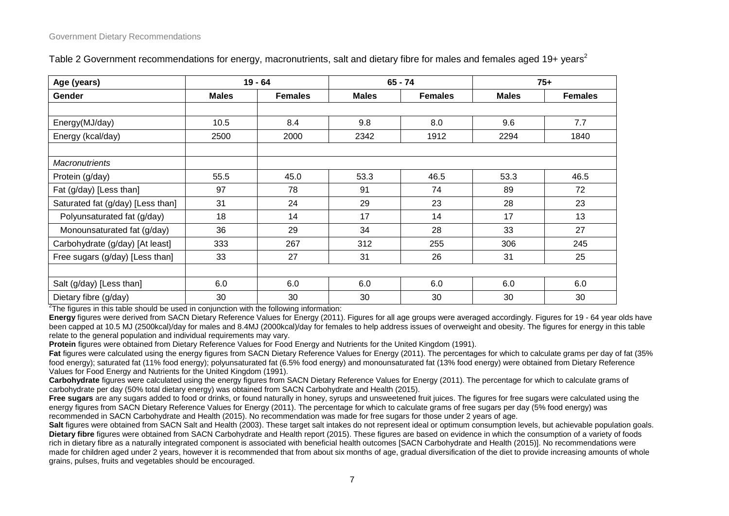Table 2 Government recommendations for energy, macronutrients, salt and dietary fibre for males and females aged 19+ years[2]

| Age (years) | 19 - 64 | | 65 - 74 | | 75+ | |
|---|---|---|---|---|---|---|
| **Gender** | **Males** | **Females** | **Males** | **Females** | **Males** | **Females** |
| | | | | | | |
| Energy(MJ/day) | 10.5 | 8.4 | 9.8 | 8.0 | 9.6 | 7.7 |
| Energy (kcal/day) | 2500 | 2000 | 2342 | 1912 | 2294 | 1840 |
| | | | | | | |
| *Macronutrients* | | | | | | |
| Protein (g/day) | 55.5 | 45.0 | 53.3 | 46.5 | 53.3 | 46.5 |
| Fat (g/day) [Less than] | 97 | 78 | 91 | 74 | 89 | 72 |
| Saturated fat (g/day) [Less than] | 31 | 24 | 29 | 23 | 28 | 23 |
| Polyunsaturated fat (g/day) | 18 | 14 | 17 | 14 | 17 | 13 |
| Monounsaturated fat (g/day) | 36 | 29 | 34 | 28 | 33 | 27 |
| Carbohydrate (g/day) [At least] | 333 | 267 | 312 | 255 | 306 | 245 |
| Free sugars (g/day) [Less than] | 33 | 27 | 31 | 26 | 31 | 25 |
| | | | | | | |
| Salt (g/day) [Less than] | 6.0 | 6.0 | 6.0 | 6.0 | 6.0 | 6.0 |
| Dietary fibre (g/day) | 30 | 30 | 30 | 30 | 30 | 30 |

[2]The figures in this table should be used in conjunction with the following information:

**Energy** figures were derived from SACN Dietary Reference Values for Energy (2011). Figures for all age groups were averaged accordingly. Figures for 19 - 64 year olds have been capped at 10.5 MJ (2500kcal)/day for males and 8.4MJ (2000kcal)/day for females to help address issues of overweight and obesity. The figures for energy in this table relate to the general population and individual requirements may vary.

**Protein** figures were obtained from Dietary Reference Values for Food Energy and Nutrients for the United Kingdom (1991).

**Fat** figures were calculated using the energy figures from SACN Dietary Reference Values for Energy (2011). The percentages for which to calculate grams per day of fat (35% food energy); saturated fat (11% food energy); polyunsaturated fat (6.5% food energy) and monounsaturated fat (13% food energy) were obtained from Dietary Reference Values for Food Energy and Nutrients for the United Kingdom (1991).

**Carbohydrate** figures were calculated using the energy figures from SACN Dietary Reference Values for Energy (2011). The percentage for which to calculate grams of carbohydrate per day (50% total dietary energy) was obtained from SACN Carbohydrate and Health (2015).

**Free sugars** are any sugars added to food or drinks, or found naturally in honey, syrups and unsweetened fruit juices. The figures for free sugars were calculated using the energy figures from SACN Dietary Reference Values for Energy (2011). The percentage for which to calculate grams of free sugars per day (5% food energy) was recommended in SACN Carbohydrate and Health (2015). No recommendation was made for free sugars for those under 2 years of age.

**Salt** figures were obtained from SACN Salt and Health (2003). These target salt intakes do not represent ideal or optimum consumption levels, but achievable population goals.

**Dietary fibre** figures were obtained from SACN Carbohydrate and Health report (2015). These figures are based on evidence in which the consumption of a variety of foods rich in dietary fibre as a naturally integrated component is associated with beneficial health outcomes [SACN Carbohydrate and Health (2015)]. No recommendations were made for children aged under 2 years, however it is recommended that from about six months of age, gradual diversification of the diet to provide increasing amounts of whole grains, pulses, fruits and vegetables should be encouraged.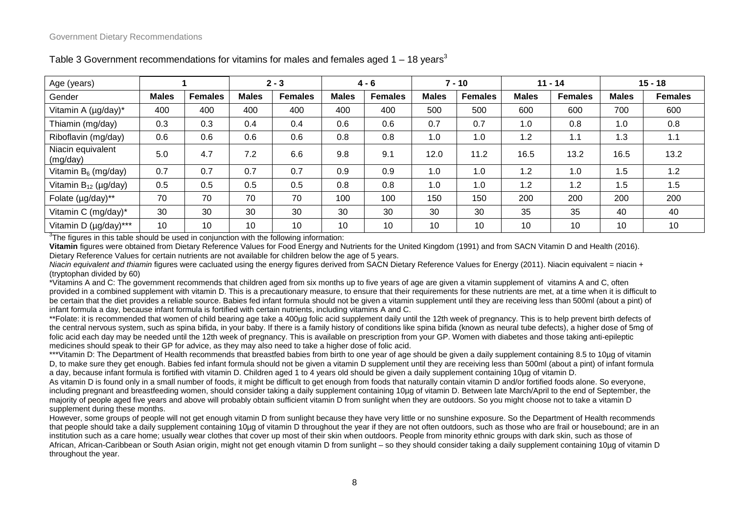Table 3 Government recommendations for vitamins for males and females aged 1 – 18 years[3]

| Age (years) | 1 | | 2 - 3 | | 4 - 6 | | 7 - 10 | | 11 - 14 | | 15 - 18 | |
|---|---|---|---|---|---|---|---|---|---|---|---|---|
| Gender | **Males** | **Females** | **Males** | **Females** | **Males** | **Females** | **Males** | **Females** | **Males** | **Females** | **Males** | **Females** |
| Vitamin A (µg/day)* | 400 | 400 | 400 | 400 | 400 | 400 | 500 | 500 | 600 | 600 | 700 | 600 |
| Thiamin (mg/day) | 0.3 | 0.3 | 0.4 | 0.4 | 0.6 | 0.6 | 0.7 | 0.7 | 1.0 | 0.8 | 1.0 | 0.8 |
| Riboflavin (mg/day) | 0.6 | 0.6 | 0.6 | 0.6 | 0.8 | 0.8 | 1.0 | 1.0 | 1.2 | 1.1 | 1.3 | 1.1 |
| Niacin equivalent (mg/day) | 5.0 | 4.7 | 7.2 | 6.6 | 9.8 | 9.1 | 12.0 | 11.2 | 16.5 | 13.2 | 16.5 | 13.2 |
| Vitamin $B_6$ (mg/day) | 0.7 | 0.7 | 0.7 | 0.7 | 0.9 | 0.9 | 1.0 | 1.0 | 1.2 | 1.0 | 1.5 | 1.2 |
| Vitamin $B_{12}$ (µg/day) | 0.5 | 0.5 | 0.5 | 0.5 | 0.8 | 0.8 | 1.0 | 1.0 | 1.2 | 1.2 | 1.5 | 1.5 |
| Folate (µg/day)** | 70 | 70 | 70 | 70 | 100 | 100 | 150 | 150 | 200 | 200 | 200 | 200 |
| Vitamin C (mg/day)* | 30 | 30 | 30 | 30 | 30 | 30 | 30 | 30 | 35 | 35 | 40 | 40 |
| Vitamin D (µg/day)*** | 10 | 10 | 10 | 10 | 10 | 10 | 10 | 10 | 10 | 10 | 10 | 10 |

[3]The figures in this table should be used in conjunction with the following information:

**Vitamin** figures were obtained from Dietary Reference Values for Food Energy and Nutrients for the United Kingdom (1991) and from SACN Vitamin D and Health (2016). Dietary Reference Values for certain nutrients are not available for children below the age of 5 years.

*Niacin equivalent and thiamin* figures were cacluated using the energy figures derived from SACN Dietary Reference Values for Energy (2011). Niacin equivalent = niacin + (tryptophan divided by 60)

*Vitamins A and C: The government recommends that children aged from six months up to five years of age are given a vitamin supplement of vitamins A and C, often provided in a combined supplement with vitamin D. This is a precautionary measure, to ensure that their requirements for these nutrients are met, at a time when it is difficult to be certain that the diet provides a reliable source. Babies fed infant formula should not be given a vitamin supplement until they are receiving less than 500ml (about a pint) of infant formula a day, because infant formula is fortified with certain nutrients, including vitamins A and C.

**Folate: it is recommended that women of child bearing age take a 400µg folic acid supplement daily until the 12th week of pregnancy. This is to help prevent birth defects of the central nervous system, such as spina bifida, in your baby. If there is a family history of conditions like spina bifida (known as neural tube defects), a higher dose of 5mg of folic acid each day may be needed until the 12th week of pregnancy. This is available on prescription from your GP. Women with diabetes and those taking anti-epileptic medicines should speak to their GP for advice, as they may also need to take a higher dose of folic acid.

***Vitamin D: The Department of Health recommends that breastfed babies from birth to one year of age should be given a daily supplement containing 8.5 to 10µg of vitamin D, to make sure they get enough. Babies fed infant formula should not be given a vitamin D supplement until they are receiving less than 500ml (about a pint) of infant formula a day, because infant formula is fortified with vitamin D. Children aged 1 to 4 years old should be given a daily supplement containing 10µg of vitamin D.

As vitamin D is found only in a small number of foods, it might be difficult to get enough from foods that naturally contain vitamin D and/or fortified foods alone. So everyone, including pregnant and breastfeeding women, should consider taking a daily supplement containing 10µg of vitamin D. Between late March/April to the end of September, the majority of people aged five years and above will probably obtain sufficient vitamin D from sunlight when they are outdoors. So you might choose not to take a vitamin D supplement during these months.

However, some groups of people will not get enough vitamin D from sunlight because they have very little or no sunshine exposure. So the Department of Health recommends that people should take a daily supplement containing 10µg of vitamin D throughout the year if they are not often outdoors, such as those who are frail or housebound; are in an institution such as a care home; usually wear clothes that cover up most of their skin when outdoors. People from minority ethnic groups with dark skin, such as those of African, African-Caribbean or South Asian origin, might not get enough vitamin D from sunlight – so they should consider taking a daily supplement containing 10µg of vitamin D throughout the year.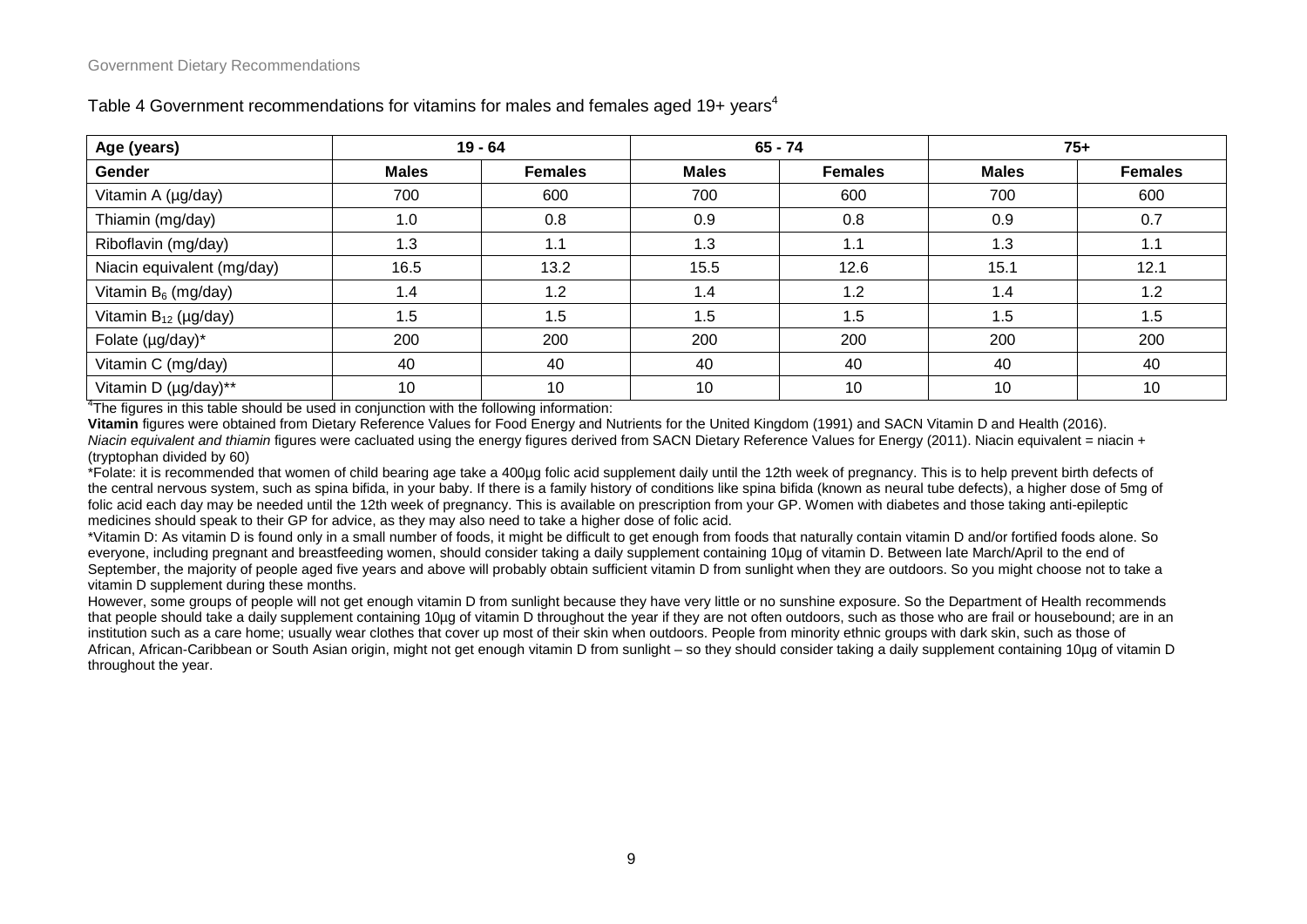Table 4 Government recommendations for vitamins for males and females aged 19+ years[4]

| Age (years) | 19 - 64 | | 65 - 74 | | 75+ | |
|---|---|---|---|---|---|---|
| **Gender** | **Males** | **Females** | **Males** | **Females** | **Males** | **Females** |
| Vitamin A (µg/day) | 700 | 600 | 700 | 600 | 700 | 600 |
| Thiamin (mg/day) | 1.0 | 0.8 | 0.9 | 0.8 | 0.9 | 0.7 |
| Riboflavin (mg/day) | 1.3 | 1.1 | 1.3 | 1.1 | 1.3 | 1.1 |
| Niacin equivalent (mg/day) | 16.5 | 13.2 | 15.5 | 12.6 | 15.1 | 12.1 |
| Vitamin $B_6$ (mg/day) | 1.4 | 1.2 | 1.4 | 1.2 | 1.4 | 1.2 |
| Vitamin $B_{12}$ (µg/day) | 1.5 | 1.5 | 1.5 | 1.5 | 1.5 | 1.5 |
| Folate (µg/day)* | 200 | 200 | 200 | 200 | 200 | 200 |
| Vitamin C (mg/day) | 40 | 40 | 40 | 40 | 40 | 40 |
| Vitamin D (µg/day)** | 10 | 10 | 10 | 10 | 10 | 10 |

[4]The figures in this table should be used in conjunction with the following information:

**Vitamin** figures were obtained from Dietary Reference Values for Food Energy and Nutrients for the United Kingdom (1991) and SACN Vitamin D and Health (2016).

*Niacin equivalent and thiamin* figures were cacluated using the energy figures derived from SACN Dietary Reference Values for Energy (2011). Niacin equivalent = niacin + (tryptophan divided by 60)

*Folate: it is recommended that women of child bearing age take a 400µg folic acid supplement daily until the 12th week of pregnancy. This is to help prevent birth defects of the central nervous system, such as spina bifida, in your baby. If there is a family history of conditions like spina bifida (known as neural tube defects), a higher dose of 5mg of folic acid each day may be needed until the 12th week of pregnancy. This is available on prescription from your GP. Women with diabetes and those taking anti-epileptic medicines should speak to their GP for advice, as they may also need to take a higher dose of folic acid.

*Vitamin D: As vitamin D is found only in a small number of foods, it might be difficult to get enough from foods that naturally contain vitamin D and/or fortified foods alone. So everyone, including pregnant and breastfeeding women, should consider taking a daily supplement containing 10µg of vitamin D. Between late March/April to the end of September, the majority of people aged five years and above will probably obtain sufficient vitamin D from sunlight when they are outdoors. So you might choose not to take a vitamin D supplement during these months.

However, some groups of people will not get enough vitamin D from sunlight because they have very little or no sunshine exposure. So the Department of Health recommends that people should take a daily supplement containing 10µg of vitamin D throughout the year if they are not often outdoors, such as those who are frail or housebound; are in an institution such as a care home; usually wear clothes that cover up most of their skin when outdoors. People from minority ethnic groups with dark skin, such as those of African, African-Caribbean or South Asian origin, might not get enough vitamin D from sunlight – so they should consider taking a daily supplement containing 10µg of vitamin D throughout the year.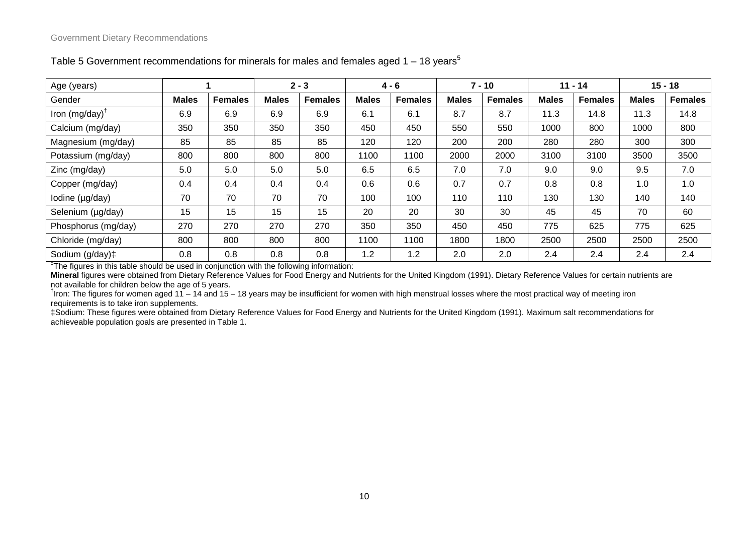Table 5 Government recommendations for minerals for males and females aged 1 – 18 years[5]

| Age (years) | 1 | | 2 - 3 | | 4 - 6 | | 7 - 10 | | 11 - 14 | | 15 - 18 | |
|---|---|---|---|---|---|---|---|---|---|---|---|---|
| Gender | **Males** | **Females** | **Males** | **Females** | **Males** | **Females** | **Males** | **Females** | **Males** | **Females** | **Males** | **Females** |
| Iron (mg/day)[†] | 6.9 | 6.9 | 6.9 | 6.9 | 6.1 | 6.1 | 8.7 | 8.7 | 11.3 | 14.8 | 11.3 | 14.8 |
| Calcium (mg/day) | 350 | 350 | 350 | 350 | 450 | 450 | 550 | 550 | 1000 | 800 | 1000 | 800 |
| Magnesium (mg/day) | 85 | 85 | 85 | 85 | 120 | 120 | 200 | 200 | 280 | 280 | 300 | 300 |
| Potassium (mg/day) | 800 | 800 | 800 | 800 | 1100 | 1100 | 2000 | 2000 | 3100 | 3100 | 3500 | 3500 |
| Zinc (mg/day) | 5.0 | 5.0 | 5.0 | 5.0 | 6.5 | 6.5 | 7.0 | 7.0 | 9.0 | 9.0 | 9.5 | 7.0 |
| Copper (mg/day) | 0.4 | 0.4 | 0.4 | 0.4 | 0.6 | 0.6 | 0.7 | 0.7 | 0.8 | 0.8 | 1.0 | 1.0 |
| Iodine (µg/day) | 70 | 70 | 70 | 70 | 100 | 100 | 110 | 110 | 130 | 130 | 140 | 140 |
| Selenium (µg/day) | 15 | 15 | 15 | 15 | 20 | 20 | 30 | 30 | 45 | 45 | 70 | 60 |
| Phosphorus (mg/day) | 270 | 270 | 270 | 270 | 350 | 350 | 450 | 450 | 775 | 625 | 775 | 625 |
| Chloride (mg/day) | 800 | 800 | 800 | 800 | 1100 | 1100 | 1800 | 1800 | 2500 | 2500 | 2500 | 2500 |
| Sodium (g/day)‡ | 0.8 | 0.8 | 0.8 | 0.8 | 1.2 | 1.2 | 2.0 | 2.0 | 2.4 | 2.4 | 2.4 | 2.4 |

[5]The figures in this table should be used in conjunction with the following information:

**Mineral** figures were obtained from Dietary Reference Values for Food Energy and Nutrients for the United Kingdom (1991). Dietary Reference Values for certain nutrients are not available for children below the age of 5 years.

[†]Iron: The figures for women aged 11 – 14 and 15 – 18 years may be insufficient for women with high menstrual losses where the most practical way of meeting iron requirements is to take iron supplements.

‡Sodium: These figures were obtained from Dietary Reference Values for Food Energy and Nutrients for the United Kingdom (1991). Maximum salt recommendations for achieveable population goals are presented in Table 1.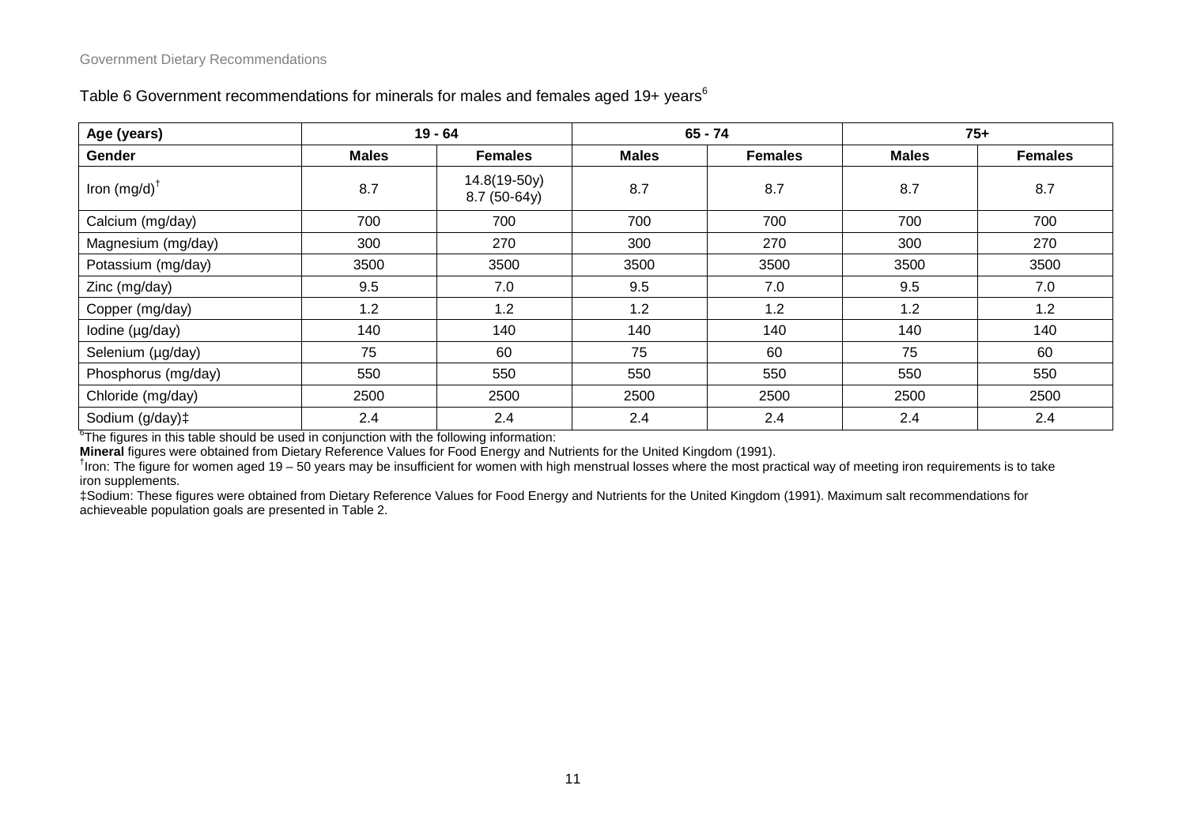Table 6 Government recommendations for minerals for males and females aged 19+ years[6]

| Age (years) | 19 - 64 | | 65 - 74 | | 75+ | |
|---|---|---|---|---|---|---|
| **Gender** | **Males** | **Females** | **Males** | **Females** | **Males** | **Females** |
| Iron (mg/d)[†] | 8.7 | 14.8(19-50y) 8.7 (50-64y) | 8.7 | 8.7 | 8.7 | 8.7 |
| Calcium (mg/day) | 700 | 700 | 700 | 700 | 700 | 700 |
| Magnesium (mg/day) | 300 | 270 | 300 | 270 | 300 | 270 |
| Potassium (mg/day) | 3500 | 3500 | 3500 | 3500 | 3500 | 3500 |
| Zinc (mg/day) | 9.5 | 7.0 | 9.5 | 7.0 | 9.5 | 7.0 |
| Copper (mg/day) | 1.2 | 1.2 | 1.2 | 1.2 | 1.2 | 1.2 |
| Iodine (µg/day) | 140 | 140 | 140 | 140 | 140 | 140 |
| Selenium (µg/day) | 75 | 60 | 75 | 60 | 75 | 60 |
| Phosphorus (mg/day) | 550 | 550 | 550 | 550 | 550 | 550 |
| Chloride (mg/day) | 2500 | 2500 | 2500 | 2500 | 2500 | 2500 |
| Sodium (g/day)‡ | 2.4 | 2.4 | 2.4 | 2.4 | 2.4 | 2.4 |

[6]The figures in this table should be used in conjunction with the following information:

**Mineral** figures were obtained from Dietary Reference Values for Food Energy and Nutrients for the United Kingdom (1991).

[†]Iron: The figure for women aged 19 – 50 years may be insufficient for women with high menstrual losses where the most practical way of meeting iron requirements is to take iron supplements.

‡Sodium: These figures were obtained from Dietary Reference Values for Food Energy and Nutrients for the United Kingdom (1991). Maximum salt recommendations for achieveable population goals are presented in Table 2.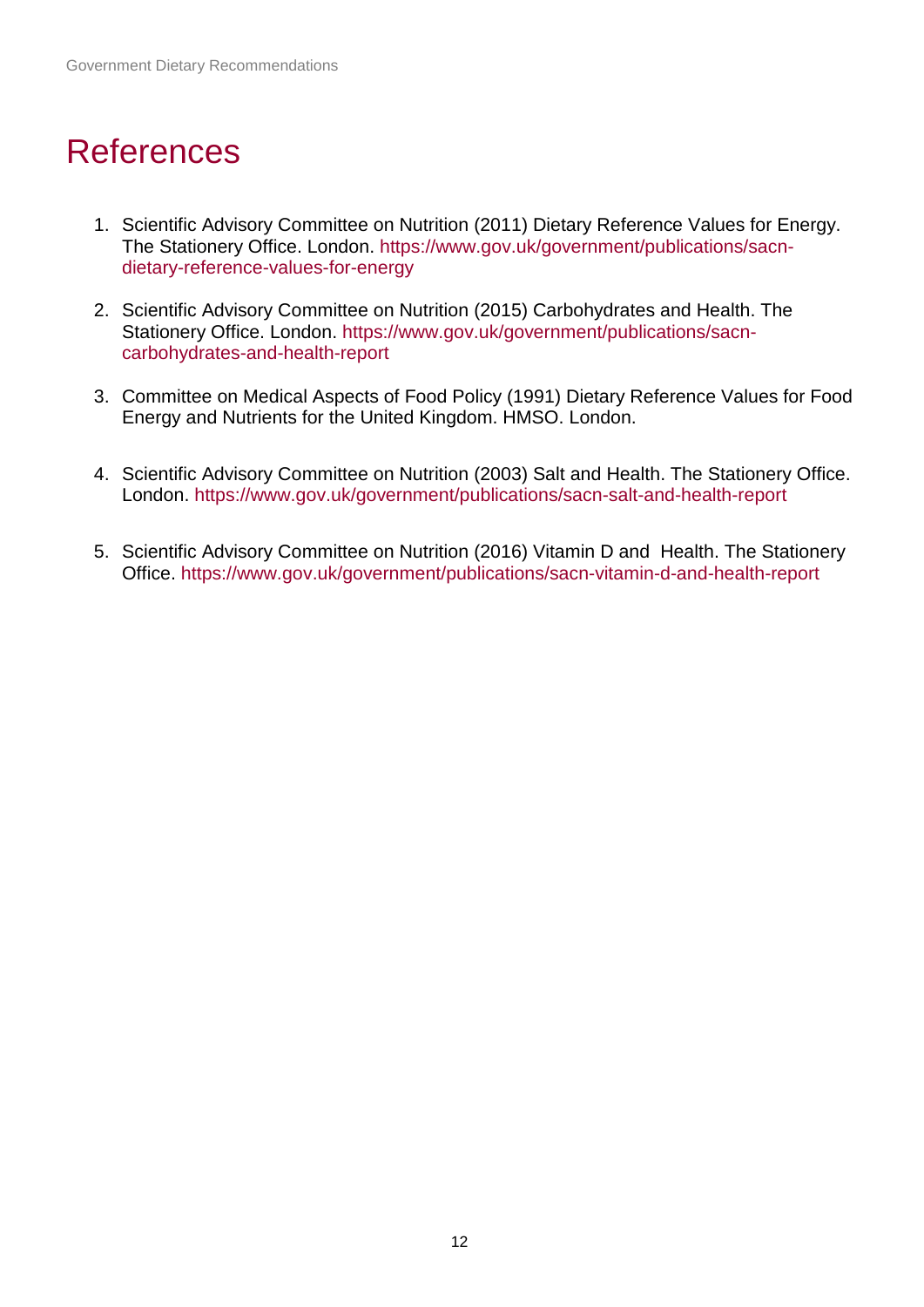# References

1. Scientific Advisory Committee on Nutrition (2011) Dietary Reference Values for Energy. The Stationery Office. London. https://www.gov.uk/government/publications/sacn-dietary-reference-values-for-energy

2. Scientific Advisory Committee on Nutrition (2015) Carbohydrates and Health. The Stationery Office. London. https://www.gov.uk/government/publications/sacn-carbohydrates-and-health-report

3. Committee on Medical Aspects of Food Policy (1991) Dietary Reference Values for Food Energy and Nutrients for the United Kingdom. HMSO. London.

4. Scientific Advisory Committee on Nutrition (2003) Salt and Health. The Stationery Office. London. https://www.gov.uk/government/publications/sacn-salt-and-health-report

5. Scientific Advisory Committee on Nutrition (2016) Vitamin D and Health. The Stationery Office. https://www.gov.uk/government/publications/sacn-vitamin-d-and-health-report